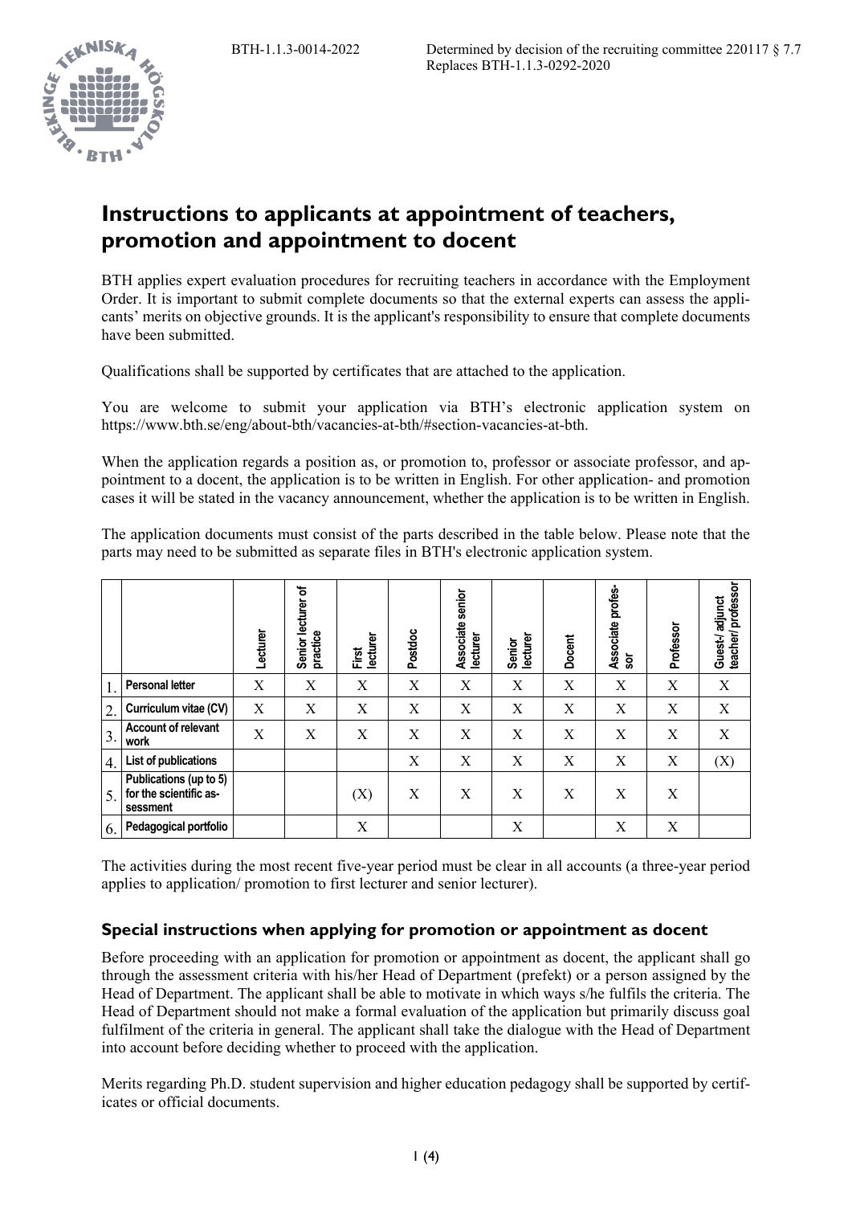BTH-1.1.3-0014-2022

Determined by decision of the recruiting committee 220117 § 7.7
Replaces BTH-1.1.3-0292-2020

# Instructions to applicants at appointment of teachers, promotion and appointment to docent

BTH applies expert evaluation procedures for recruiting teachers in accordance with the Employment Order. It is important to submit complete documents so that the external experts can assess the applicants' merits on objective grounds. It is the applicant's responsibility to ensure that complete documents have been submitted.

Qualifications shall be supported by certificates that are attached to the application.

You are welcome to submit your application via BTH's electronic application system on https://www.bth.se/eng/about-bth/vacancies-at-bth/#section-vacancies-at-bth.

When the application regards a position as, or promotion to, professor or associate professor, and appointment to a docent, the application is to be written in English. For other application- and promotion cases it will be stated in the vacancy announcement, whether the application is to be written in English.

The application documents must consist of the parts described in the table below. Please note that the parts may need to be submitted as separate files in BTH's electronic application system.

| | | Lecturer | Senior lecturer of practice | First lecturer | Postdoc | Associate senior lecturer | Senior lecturer | Docent | Associate professor | Professor | Guest-/ adjunct teacher/ professor |
|---|---|---|---|---|---|---|---|---|---|---|---|
| 1. | Personal letter | X | X | X | X | X | X | X | X | X | X |
| 2. | Curriculum vitae (CV) | X | X | X | X | X | X | X | X | X | X |
| 3. | Account of relevant work | X | X | X | X | X | X | X | X | X | X |
| 4. | List of publications | | | | X | X | X | X | X | X | (X) |
| 5. | Publications (up to 5) for the scientific assessment | | | (X) | X | X | X | X | X | X | |
| 6. | Pedagogical portfolio | | | X | | | X | | X | X | |

The activities during the most recent five-year period must be clear in all accounts (a three-year period applies to application/ promotion to first lecturer and senior lecturer).

### Special instructions when applying for promotion or appointment as docent

Before proceeding with an application for promotion or appointment as docent, the applicant shall go through the assessment criteria with his/her Head of Department (prefekt) or a person assigned by the Head of Department. The applicant shall be able to motivate in which ways s/he fulfils the criteria. The Head of Department should not make a formal evaluation of the application but primarily discuss goal fulfilment of the criteria in general. The applicant shall take the dialogue with the Head of Department into account before deciding whether to proceed with the application.

Merits regarding Ph.D. student supervision and higher education pedagogy shall be supported by certificates or official documents.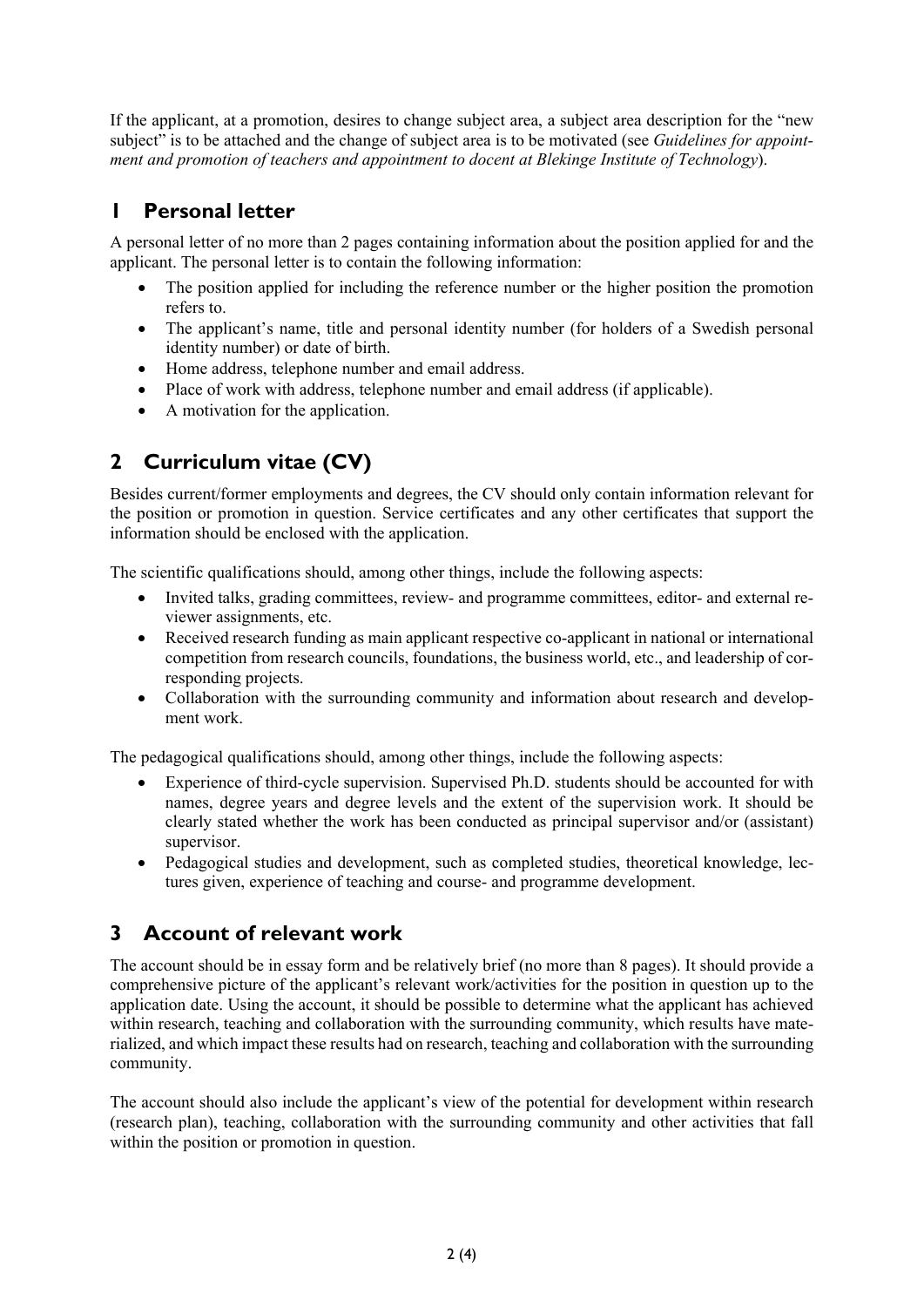If the applicant, at a promotion, desires to change subject area, a subject area description for the "new subject" is to be attached and the change of subject area is to be motivated (see *Guidelines for appointment and promotion of teachers and appointment to docent at Blekinge Institute of Technology*).

## 1 Personal letter

A personal letter of no more than 2 pages containing information about the position applied for and the applicant. The personal letter is to contain the following information:

- The position applied for including the reference number or the higher position the promotion refers to.
- The applicant's name, title and personal identity number (for holders of a Swedish personal identity number) or date of birth.
- Home address, telephone number and email address.
- Place of work with address, telephone number and email address (if applicable).
- A motivation for the application.

## 2 Curriculum vitae (CV)

Besides current/former employments and degrees, the CV should only contain information relevant for the position or promotion in question. Service certificates and any other certificates that support the information should be enclosed with the application.

The scientific qualifications should, among other things, include the following aspects:

- Invited talks, grading committees, review- and programme committees, editor- and external reviewer assignments, etc.
- Received research funding as main applicant respective co-applicant in national or international competition from research councils, foundations, the business world, etc., and leadership of corresponding projects.
- Collaboration with the surrounding community and information about research and development work.

The pedagogical qualifications should, among other things, include the following aspects:

- Experience of third-cycle supervision. Supervised Ph.D. students should be accounted for with names, degree years and degree levels and the extent of the supervision work. It should be clearly stated whether the work has been conducted as principal supervisor and/or (assistant) supervisor.
- Pedagogical studies and development, such as completed studies, theoretical knowledge, lectures given, experience of teaching and course- and programme development.

## 3 Account of relevant work

The account should be in essay form and be relatively brief (no more than 8 pages). It should provide a comprehensive picture of the applicant's relevant work/activities for the position in question up to the application date. Using the account, it should be possible to determine what the applicant has achieved within research, teaching and collaboration with the surrounding community, which results have materialized, and which impact these results had on research, teaching and collaboration with the surrounding community.

The account should also include the applicant's view of the potential for development within research (research plan), teaching, collaboration with the surrounding community and other activities that fall within the position or promotion in question.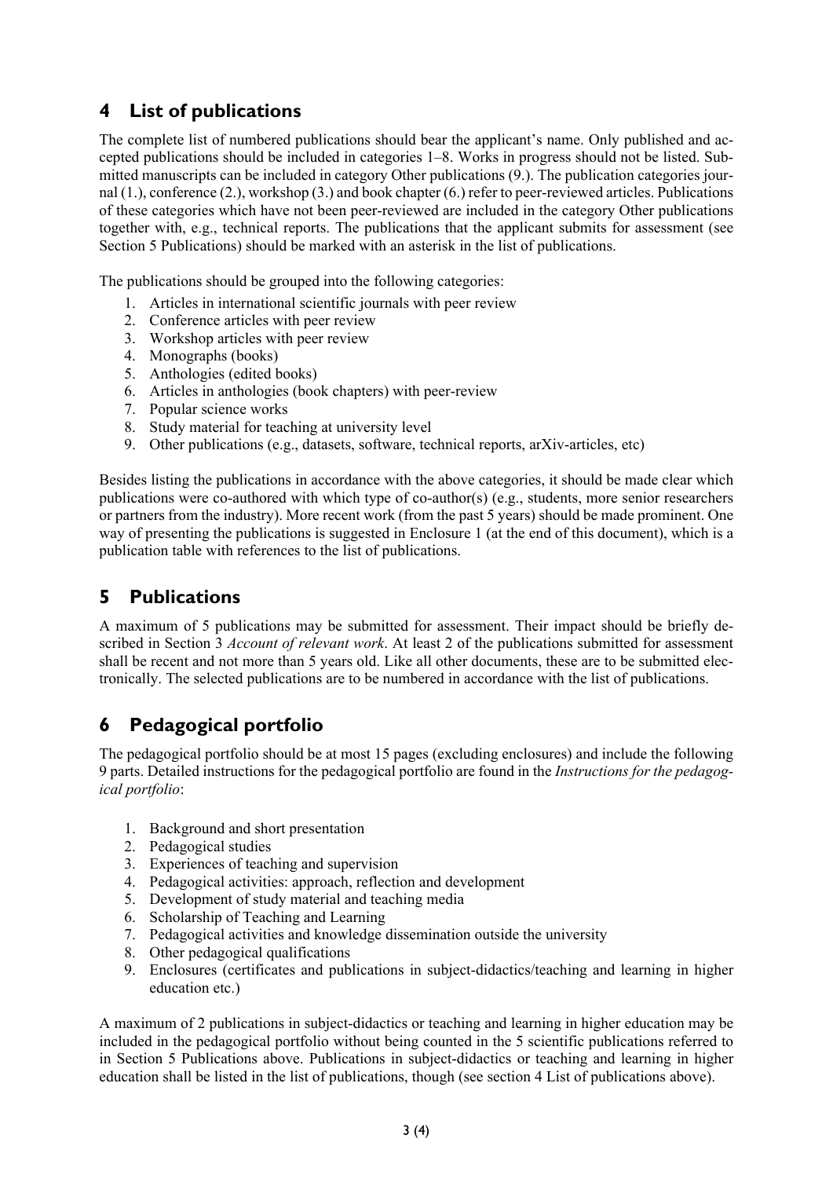## 4 List of publications

The complete list of numbered publications should bear the applicant's name. Only published and accepted publications should be included in categories 1–8. Works in progress should not be listed. Submitted manuscripts can be included in category Other publications (9.). The publication categories journal (1.), conference (2.), workshop (3.) and book chapter (6.) refer to peer-reviewed articles. Publications of these categories which have not been peer-reviewed are included in the category Other publications together with, e.g., technical reports. The publications that the applicant submits for assessment (see Section 5 Publications) should be marked with an asterisk in the list of publications.

The publications should be grouped into the following categories:

1. Articles in international scientific journals with peer review
2. Conference articles with peer review
3. Workshop articles with peer review
4. Monographs (books)
5. Anthologies (edited books)
6. Articles in anthologies (book chapters) with peer-review
7. Popular science works
8. Study material for teaching at university level
9. Other publications (e.g., datasets, software, technical reports, arXiv-articles, etc)

Besides listing the publications in accordance with the above categories, it should be made clear which publications were co-authored with which type of co-author(s) (e.g., students, more senior researchers or partners from the industry). More recent work (from the past 5 years) should be made prominent. One way of presenting the publications is suggested in Enclosure 1 (at the end of this document), which is a publication table with references to the list of publications.

## 5 Publications

A maximum of 5 publications may be submitted for assessment. Their impact should be briefly described in Section 3 *Account of relevant work*. At least 2 of the publications submitted for assessment shall be recent and not more than 5 years old. Like all other documents, these are to be submitted electronically. The selected publications are to be numbered in accordance with the list of publications.

## 6 Pedagogical portfolio

The pedagogical portfolio should be at most 15 pages (excluding enclosures) and include the following 9 parts. Detailed instructions for the pedagogical portfolio are found in the *Instructions for the pedagogical portfolio*:

1. Background and short presentation
2. Pedagogical studies
3. Experiences of teaching and supervision
4. Pedagogical activities: approach, reflection and development
5. Development of study material and teaching media
6. Scholarship of Teaching and Learning
7. Pedagogical activities and knowledge dissemination outside the university
8. Other pedagogical qualifications
9. Enclosures (certificates and publications in subject-didactics/teaching and learning in higher education etc.)

A maximum of 2 publications in subject-didactics or teaching and learning in higher education may be included in the pedagogical portfolio without being counted in the 5 scientific publications referred to in Section 5 Publications above. Publications in subject-didactics or teaching and learning in higher education shall be listed in the list of publications, though (see section 4 List of publications above).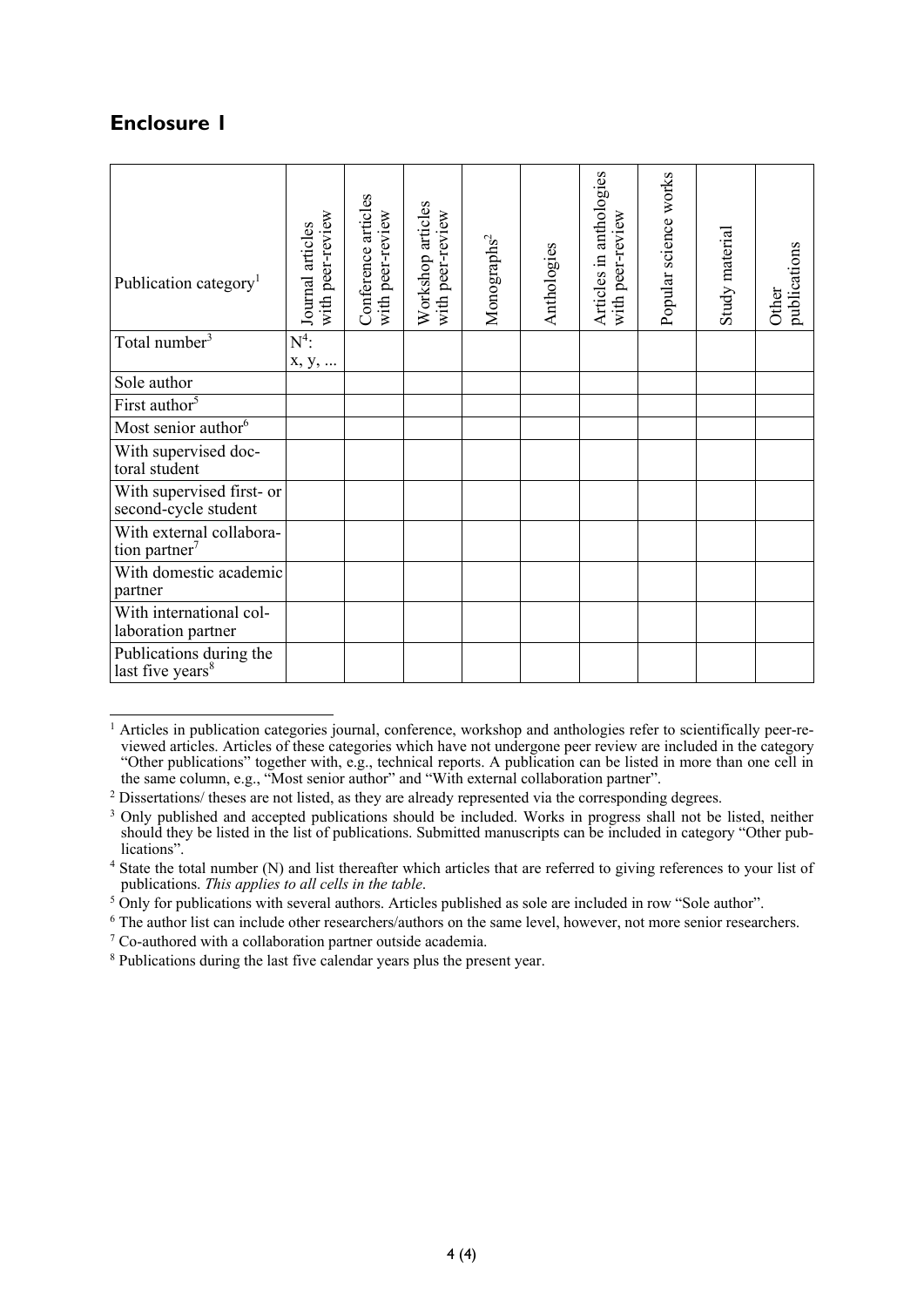## Enclosure 1

| Publication category[1] | Journal articles with peer-review | Conference articles with peer-review | Workshop articles with peer-review | Monographs[2] | Anthologies | Articles in anthologies with peer-review | Popular science works | Study material | Other publications |
|---|---|---|---|---|---|---|---|---|---|
| Total number[3] | N[4]: x, y, ... | | | | | | | | |
| Sole author | | | | | | | | | |
| First author[5] | | | | | | | | | |
| Most senior author[6] | | | | | | | | | |
| With supervised doctoral student | | | | | | | | | |
| With supervised first- or second-cycle student | | | | | | | | | |
| With external collaboration partner[7] | | | | | | | | | |
| With domestic academic partner | | | | | | | | | |
| With international collaboration partner | | | | | | | | | |
| Publications during the last five years[8] | | | | | | | | | |

[1] Articles in publication categories journal, conference, workshop and anthologies refer to scientifically peer-reviewed articles. Articles of these categories which have not undergone peer review are included in the category "Other publications" together with, e.g., technical reports. A publication can be listed in more than one cell in the same column, e.g., "Most senior author" and "With external collaboration partner".

[2] Dissertations/ theses are not listed, as they are already represented via the corresponding degrees.

[3] Only published and accepted publications should be included. Works in progress shall not be listed, neither should they be listed in the list of publications. Submitted manuscripts can be included in category "Other publications".

[4] State the total number (N) and list thereafter which articles that are referred to giving references to your list of publications. *This applies to all cells in the table*.

[5] Only for publications with several authors. Articles published as sole are included in row "Sole author".

[6] The author list can include other researchers/authors on the same level, however, not more senior researchers.

[7] Co-authored with a collaboration partner outside academia.

[8] Publications during the last five calendar years plus the present year.